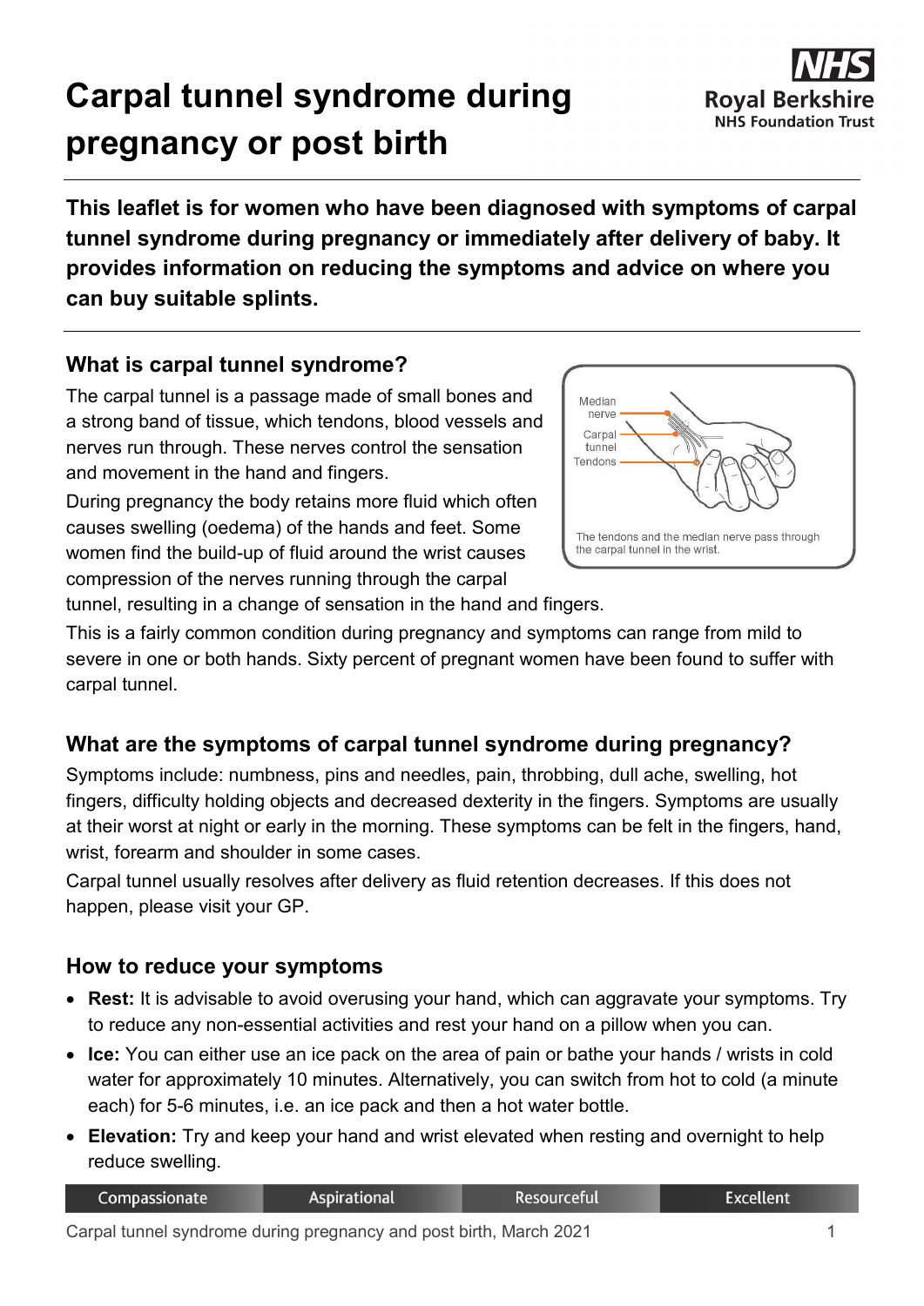# Carpal tunnel syndrome during pregnancy or post birth

**This leaflet is for women who have been diagnosed with symptoms of carpal tunnel syndrome during pregnancy or immediately after delivery of baby. It provides information on reducing the symptoms and advice on where you can buy suitable splints.**

## What is carpal tunnel syndrome?

The carpal tunnel is a passage made of small bones and a strong band of tissue, which tendons, blood vessels and nerves run through. These nerves control the sensation and movement in the hand and fingers.

During pregnancy the body retains more fluid which often causes swelling (oedema) of the hands and feet. Some women find the build-up of fluid around the wrist causes compression of the nerves running through the carpal tunnel, resulting in a change of sensation in the hand and fingers.

The tendons and the median nerve pass through the carpal tunnel in the wrist.

This is a fairly common condition during pregnancy and symptoms can range from mild to severe in one or both hands. Sixty percent of pregnant women have been found to suffer with carpal tunnel.

## What are the symptoms of carpal tunnel syndrome during pregnancy?

Symptoms include: numbness, pins and needles, pain, throbbing, dull ache, swelling, hot fingers, difficulty holding objects and decreased dexterity in the fingers. Symptoms are usually at their worst at night or early in the morning. These symptoms can be felt in the fingers, hand, wrist, forearm and shoulder in some cases.

Carpal tunnel usually resolves after delivery as fluid retention decreases. If this does not happen, please visit your GP.

## How to reduce your symptoms

- **Rest:** It is advisable to avoid overusing your hand, which can aggravate your symptoms. Try to reduce any non-essential activities and rest your hand on a pillow when you can.
- **Ice:** You can either use an ice pack on the area of pain or bathe your hands / wrists in cold water for approximately 10 minutes. Alternatively, you can switch from hot to cold (a minute each) for 5-6 minutes, i.e. an ice pack and then a hot water bottle.
- **Elevation:** Try and keep your hand and wrist elevated when resting and overnight to help reduce swelling.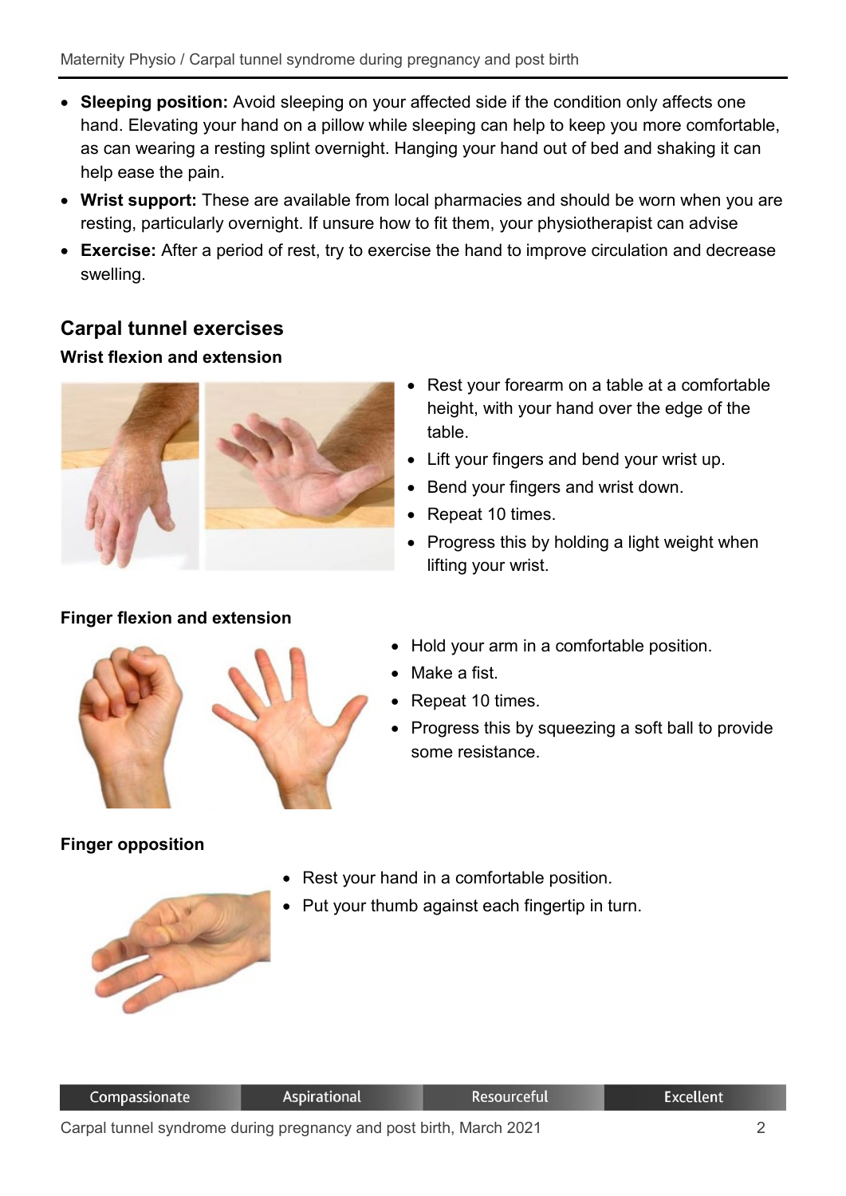- **Sleeping position:** Avoid sleeping on your affected side if the condition only affects one hand. Elevating your hand on a pillow while sleeping can help to keep you more comfortable, as can wearing a resting splint overnight. Hanging your hand out of bed and shaking it can help ease the pain.
- **Wrist support:** These are available from local pharmacies and should be worn when you are resting, particularly overnight. If unsure how to fit them, your physiotherapist can advise
- **Exercise:** After a period of rest, try to exercise the hand to improve circulation and decrease swelling.

## Carpal tunnel exercises

### Wrist flexion and extension

- Rest your forearm on a table at a comfortable height, with your hand over the edge of the table.
- Lift your fingers and bend your wrist up.
- Bend your fingers and wrist down.
- Repeat 10 times.
- Progress this by holding a light weight when lifting your wrist.

### Finger flexion and extension

- Hold your arm in a comfortable position.
- Make a fist.
- Repeat 10 times.
- Progress this by squeezing a soft ball to provide some resistance.

### Finger opposition

- Rest your hand in a comfortable position.
- Put your thumb against each fingertip in turn.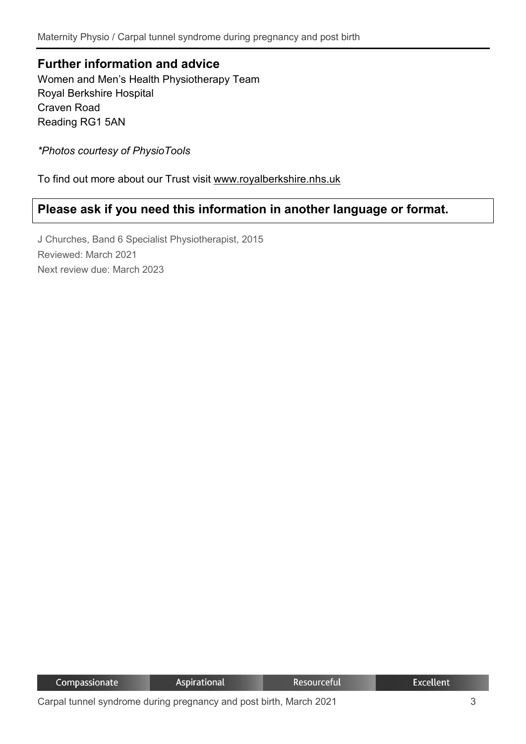## Further information and advice

Women and Men's Health Physiotherapy Team
Royal Berkshire Hospital
Craven Road
Reading RG1 5AN

*\*Photos courtesy of PhysioTools*

To find out more about our Trust visit www.royalberkshire.nhs.uk

**Please ask if you need this information in another language or format.**

J Churches, Band 6 Specialist Physiotherapist, 2015
Reviewed: March 2021
Next review due: March 2023

Compassionate | Aspirational | Resourceful | Excellent